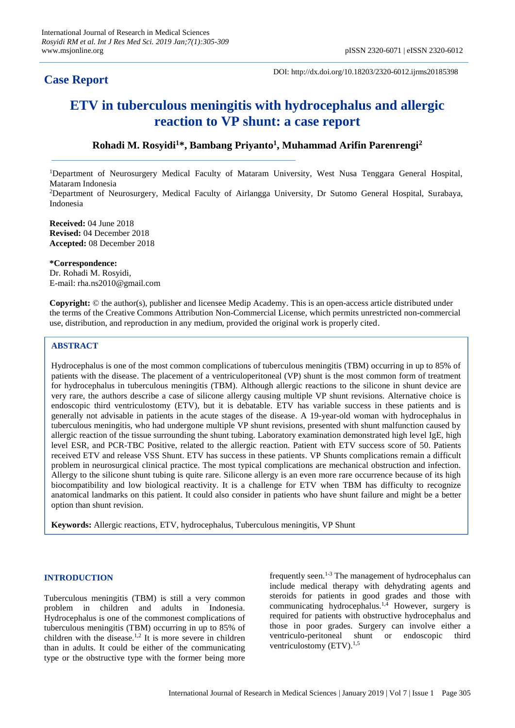## Case Report

DOI: http://dx.doi.org/10.18203/2320-6012.ijrms20185398

# ETV in tuberculous meningitis with hydrocephalus and allergic reaction to VP shunt: a case report

**Rohadi M. Rosyidi[1]*, Bambang Priyanto[1], Muhammad Arifin Parenrengi[2]**

[1]Department of Neurosurgery Medical Faculty of Mataram University, West Nusa Tenggara General Hospital, Mataram Indonesia

[2]Department of Neurosurgery, Medical Faculty of Airlangga University, Dr Sutomo General Hospital, Surabaya, Indonesia

**Received:** 04 June 2018
**Revised:** 04 December 2018
**Accepted:** 08 December 2018

***Correspondence:**
Dr. Rohadi M. Rosyidi,
E-mail: rha.ns2010@gmail.com

**Copyright:** © the author(s), publisher and licensee Medip Academy. This is an open-access article distributed under the terms of the Creative Commons Attribution Non-Commercial License, which permits unrestricted non-commercial use, distribution, and reproduction in any medium, provided the original work is properly cited.

## ABSTRACT

Hydrocephalus is one of the most common complications of tuberculous meningitis (TBM) occurring in up to 85% of patients with the disease. The placement of a ventriculoperitoneal (VP) shunt is the most common form of treatment for hydrocephalus in tuberculous meningitis (TBM). Although allergic reactions to the silicone in shunt device are very rare, the authors describe a case of silicone allergy causing multiple VP shunt revisions. Alternative choice is endoscopic third ventriculostomy (ETV), but it is debatable. ETV has variable success in these patients and is generally not advisable in patients in the acute stages of the disease. A 19-year-old woman with hydrocephalus in tuberculous meningitis, who had undergone multiple VP shunt revisions, presented with shunt malfunction caused by allergic reaction of the tissue surrounding the shunt tubing. Laboratory examination demonstrated high level IgE, high level ESR, and PCR-TBC Positive, related to the allergic reaction. Patient with ETV success score of 50. Patients received ETV and release VSS Shunt. ETV has success in these patients. VP Shunts complications remain a difficult problem in neurosurgical clinical practice. The most typical complications are mechanical obstruction and infection. Allergy to the silicone shunt tubing is quite rare. Silicone allergy is an even more rare occurrence because of its high biocompatibility and low biological reactivity. It is a challenge for ETV when TBM has difficulty to recognize anatomical landmarks on this patient. It could also consider in patients who have shunt failure and might be a better option than shunt revision.

**Keywords:** Allergic reactions, ETV, hydrocephalus, Tuberculous meningitis, VP Shunt

## INTRODUCTION

Tuberculous meningitis (TBM) is still a very common problem in children and adults in Indonesia. Hydrocephalus is one of the commonest complications of tuberculous meningitis (TBM) occurring in up to 85% of children with the disease.[1,2] It is more severe in children than in adults. It could be either of the communicating type or the obstructive type with the former being more frequently seen.[1-3] The management of hydrocephalus can include medical therapy with dehydrating agents and steroids for patients in good grades and those with communicating hydrocephalus.[1,4] However, surgery is required for patients with obstructive hydrocephalus and those in poor grades. Surgery can involve either a ventriculo-peritoneal shunt or endoscopic third ventriculostomy (ETV).[1,5]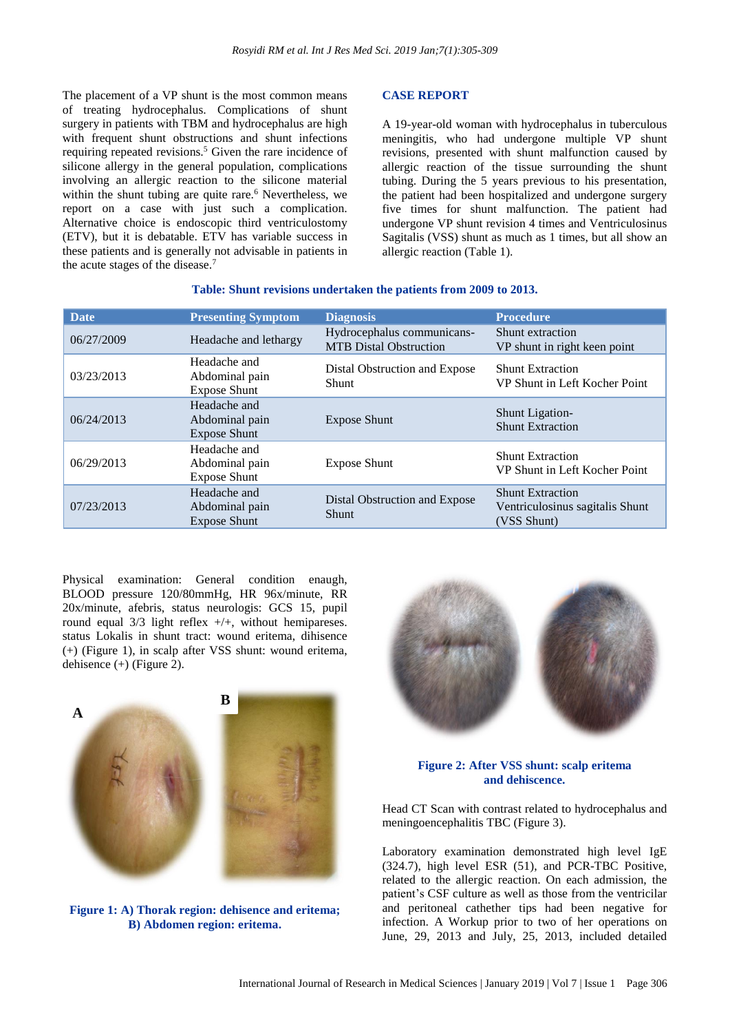The placement of a VP shunt is the most common means of treating hydrocephalus. Complications of shunt surgery in patients with TBM and hydrocephalus are high with frequent shunt obstructions and shunt infections requiring repeated revisions.[5] Given the rare incidence of silicone allergy in the general population, complications involving an allergic reaction to the silicone material within the shunt tubing are quite rare.[6] Nevertheless, we report on a case with just such a complication. Alternative choice is endoscopic third ventriculostomy (ETV), but it is debatable. ETV has variable success in these patients and is generally not advisable in patients in the acute stages of the disease.[7]

## CASE REPORT

A 19-year-old woman with hydrocephalus in tuberculous meningitis, who had undergone multiple VP shunt revisions, presented with shunt malfunction caused by allergic reaction of the tissue surrounding the shunt tubing. During the 5 years previous to his presentation, the patient had been hospitalized and undergone surgery five times for shunt malfunction. The patient had undergone VP shunt revision 4 times and Ventriculosinus Sagitalis (VSS) shunt as much as 1 times, but all show an allergic reaction (Table 1).

**Table: Shunt revisions undertaken the patients from 2009 to 2013.**

| Date | Presenting Symptom | Diagnosis | Procedure |
|---|---|---|---|
| 06/27/2009 | Headache and lethargy | Hydrocephalus communicans-MTB Distal Obstruction | Shunt extraction VP shunt in right keen point |
| 03/23/2013 | Headache and Abdominal pain Expose Shunt | Distal Obstruction and Expose Shunt | Shunt Extraction VP Shunt in Left Kocher Point |
| 06/24/2013 | Headache and Abdominal pain Expose Shunt | Expose Shunt | Shunt Ligation-Shunt Extraction |
| 06/29/2013 | Headache and Abdominal pain Expose Shunt | Expose Shunt | Shunt Extraction VP Shunt in Left Kocher Point |
| 07/23/2013 | Headache and Abdominal pain Expose Shunt | Distal Obstruction and Expose Shunt | Shunt Extraction Ventriculosinus sagitalis Shunt (VSS Shunt) |

Physical examination: General condition enaugh, BLOOD pressure 120/80mmHg, HR 96x/minute, RR 20x/minute, afebris, status neurologis: GCS 15, pupil round equal 3/3 light reflex +/+, without hemipareses. status Lokalis in shunt tract: wound eritema, dihisence (+) (Figure 1), in scalp after VSS shunt: wound eritema, dehisence (+) (Figure 2).

**Figure 1: A) Thorak region: dehisence and eritema; B) Abdomen region: eritema.**

**Figure 2: After VSS shunt: scalp eritema and dehiscence.**

Head CT Scan with contrast related to hydrocephalus and meningoencephalitis TBC (Figure 3).

Laboratory examination demonstrated high level IgE (324.7), high level ESR (51), and PCR-TBC Positive, related to the allergic reaction. On each admission, the patient's CSF culture as well as those from the ventricilar and peritoneal cathether tips had been negative for infection. A Workup prior to two of her operations on June, 29, 2013 and July, 25, 2013, included detailed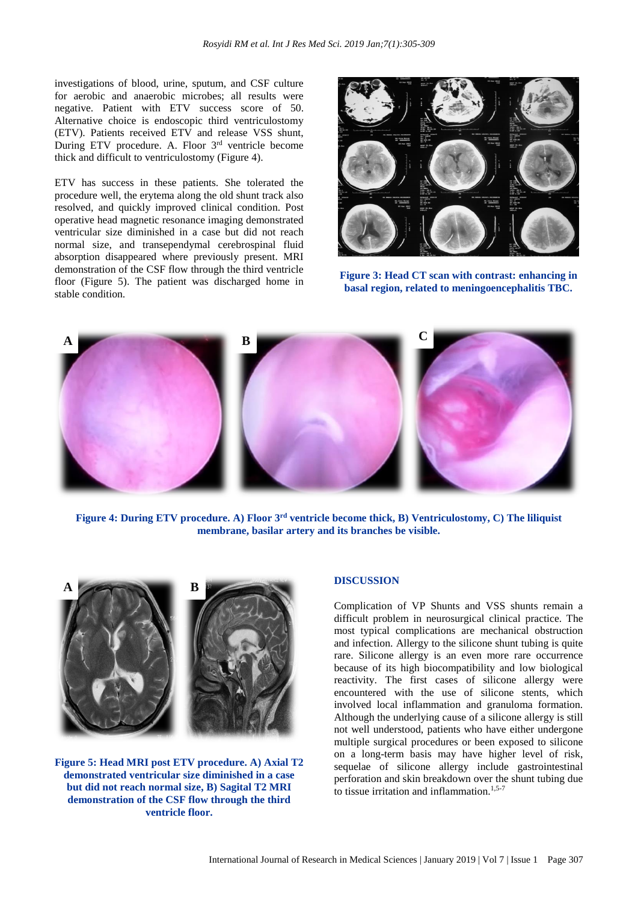investigations of blood, urine, sputum, and CSF culture for aerobic and anaerobic microbes; all results were negative. Patient with ETV success score of 50. Alternative choice is endoscopic third ventriculostomy (ETV). Patients received ETV and release VSS shunt, During ETV procedure. A. Floor 3rd ventricle become thick and difficult to ventriculostomy (Figure 4).

ETV has success in these patients. She tolerated the procedure well, the erytema along the old shunt track also resolved, and quickly improved clinical condition. Post operative head magnetic resonance imaging demonstrated ventricular size diminished in a case but did not reach normal size, and transependymal cerebrospinal fluid absorption disappeared where previously present. MRI demonstration of the CSF flow through the third ventricle floor (Figure 5). The patient was discharged home in stable condition.

**Figure 3: Head CT scan with contrast: enhancing in basal region, related to meningoencephalitis TBC.**

**Figure 4: During ETV procedure. A) Floor 3rd ventricle become thick, B) Ventriculostomy, C) The liliquist membrane, basilar artery and its branches be visible.**

**Figure 5: Head MRI post ETV procedure. A) Axial T2 demonstrated ventricular size diminished in a case but did not reach normal size, B) Sagital T2 MRI demonstration of the CSF flow through the third ventricle floor.**

## DISCUSSION

Complication of VP Shunts and VSS shunts remain a difficult problem in neurosurgical clinical practice. The most typical complications are mechanical obstruction and infection. Allergy to the silicone shunt tubing is quite rare. Silicone allergy is an even more rare occurrence because of its high biocompatibility and low biological reactivity. The first cases of silicone allergy were encountered with the use of silicone stents, which involved local inflammation and granuloma formation. Although the underlying cause of a silicone allergy is still not well understood, patients who have either undergone multiple surgical procedures or been exposed to silicone on a long-term basis may have higher level of risk, sequelae of silicone allergy include gastrointestinal perforation and skin breakdown over the shunt tubing due to tissue irritation and inflammation.[1,5-7]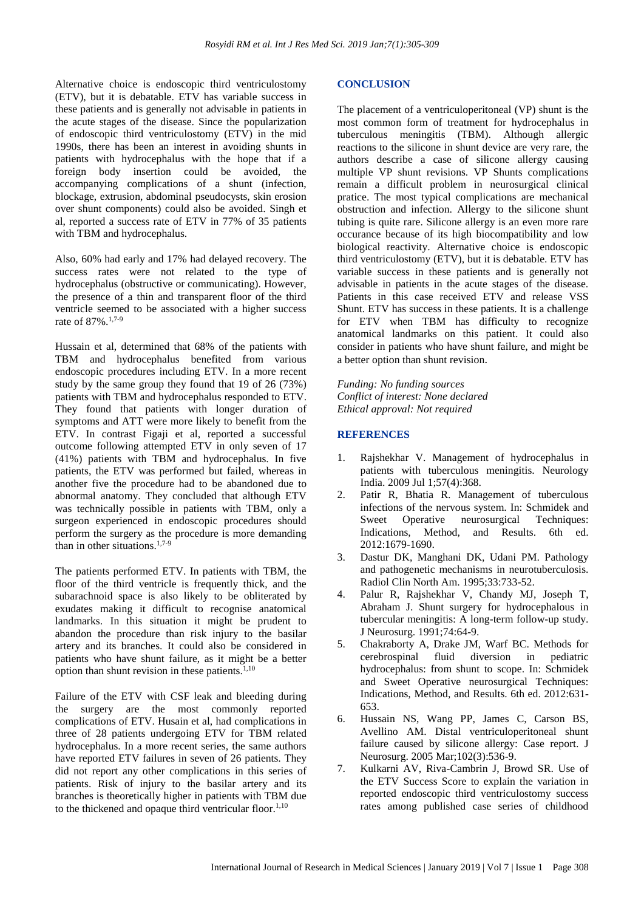Alternative choice is endoscopic third ventriculostomy (ETV), but it is debatable. ETV has variable success in these patients and is generally not advisable in patients in the acute stages of the disease. Since the popularization of endoscopic third ventriculostomy (ETV) in the mid 1990s, there has been an interest in avoiding shunts in patients with hydrocephalus with the hope that if a foreign body insertion could be avoided, the accompanying complications of a shunt (infection, blockage, extrusion, abdominal pseudocysts, skin erosion over shunt components) could also be avoided. Singh et al, reported a success rate of ETV in 77% of 35 patients with TBM and hydrocephalus.

Also, 60% had early and 17% had delayed recovery. The success rates were not related to the type of hydrocephalus (obstructive or communicating). However, the presence of a thin and transparent floor of the third ventricle seemed to be associated with a higher success rate of 87%.[1,7-9]

Hussain et al, determined that 68% of the patients with TBM and hydrocephalus benefited from various endoscopic procedures including ETV. In a more recent study by the same group they found that 19 of 26 (73%) patients with TBM and hydrocephalus responded to ETV. They found that patients with longer duration of symptoms and ATT were more likely to benefit from the ETV. In contrast Figaji et al, reported a successful outcome following attempted ETV in only seven of 17 (41%) patients with TBM and hydrocephalus. In five patients, the ETV was performed but failed, whereas in another five the procedure had to be abandoned due to abnormal anatomy. They concluded that although ETV was technically possible in patients with TBM, only a surgeon experienced in endoscopic procedures should perform the surgery as the procedure is more demanding than in other situations.[1,7-9]

The patients performed ETV. In patients with TBM, the floor of the third ventricle is frequently thick, and the subarachnoid space is also likely to be obliterated by exudates making it difficult to recognise anatomical landmarks. In this situation it might be prudent to abandon the procedure than risk injury to the basilar artery and its branches. It could also be considered in patients who have shunt failure, as it might be a better option than shunt revision in these patients.[1,10]

Failure of the ETV with CSF leak and bleeding during the surgery are the most commonly reported complications of ETV. Husain et al, had complications in three of 28 patients undergoing ETV for TBM related hydrocephalus. In a more recent series, the same authors have reported ETV failures in seven of 26 patients. They did not report any other complications in this series of patients. Risk of injury to the basilar artery and its branches is theoretically higher in patients with TBM due to the thickened and opaque third ventricular floor.[1,10]

## CONCLUSION

The placement of a ventriculoperitoneal (VP) shunt is the most common form of treatment for hydrocephalus in tuberculous meningitis (TBM). Although allergic reactions to the silicone in shunt device are very rare, the authors describe a case of silicone allergy causing multiple VP shunt revisions. VP Shunts complications remain a difficult problem in neurosurgical clinical pratice. The most typical complications are mechanical obstruction and infection. Allergy to the silicone shunt tubing is quite rare. Silicone allergy is an even more rare occurance because of its high biocompatibility and low biological reactivity. Alternative choice is endoscopic third ventriculostomy (ETV), but it is debatable. ETV has variable success in these patients and is generally not advisable in patients in the acute stages of the disease. Patients in this case received ETV and release VSS Shunt. ETV has success in these patients. It is a challenge for ETV when TBM has difficulty to recognize anatomical landmarks on this patient. It could also consider in patients who have shunt failure, and might be a better option than shunt revision.

*Funding: No funding sources*
*Conflict of interest: None declared*
*Ethical approval: Not required*

## REFERENCES

1. Rajshekhar V. Management of hydrocephalus in patients with tuberculous meningitis. Neurology India. 2009 Jul 1;57(4):368.
2. Patir R, Bhatia R. Management of tuberculous infections of the nervous system. In: Schmidek and Sweet Operative neurosurgical Techniques: Indications, Method, and Results. 6th ed. 2012:1679-1690.
3. Dastur DK, Manghani DK, Udani PM. Pathology and pathogenetic mechanisms in neurotuberculosis. Radiol Clin North Am. 1995;33:733-52.
4. Palur R, Rajshekhar V, Chandy MJ, Joseph T, Abraham J. Shunt surgery for hydrocephalous in tubercular meningitis: A long-term follow-up study. J Neurosurg. 1991;74:64-9.
5. Chakraborty A, Drake JM, Warf BC. Methods for cerebrospinal fluid diversion in pediatric hydrocephalus: from shunt to scope. In: Schmidek and Sweet Operative neurosurgical Techniques: Indications, Method, and Results. 6th ed. 2012:631-653.
6. Hussain NS, Wang PP, James C, Carson BS, Avellino AM. Distal ventriculoperitoneal shunt failure caused by silicone allergy: Case report. J Neurosurg. 2005 Mar;102(3):536-9.
7. Kulkarni AV, Riva-Cambrin J, Browd SR. Use of the ETV Success Score to explain the variation in reported endoscopic third ventriculostomy success rates among published case series of childhood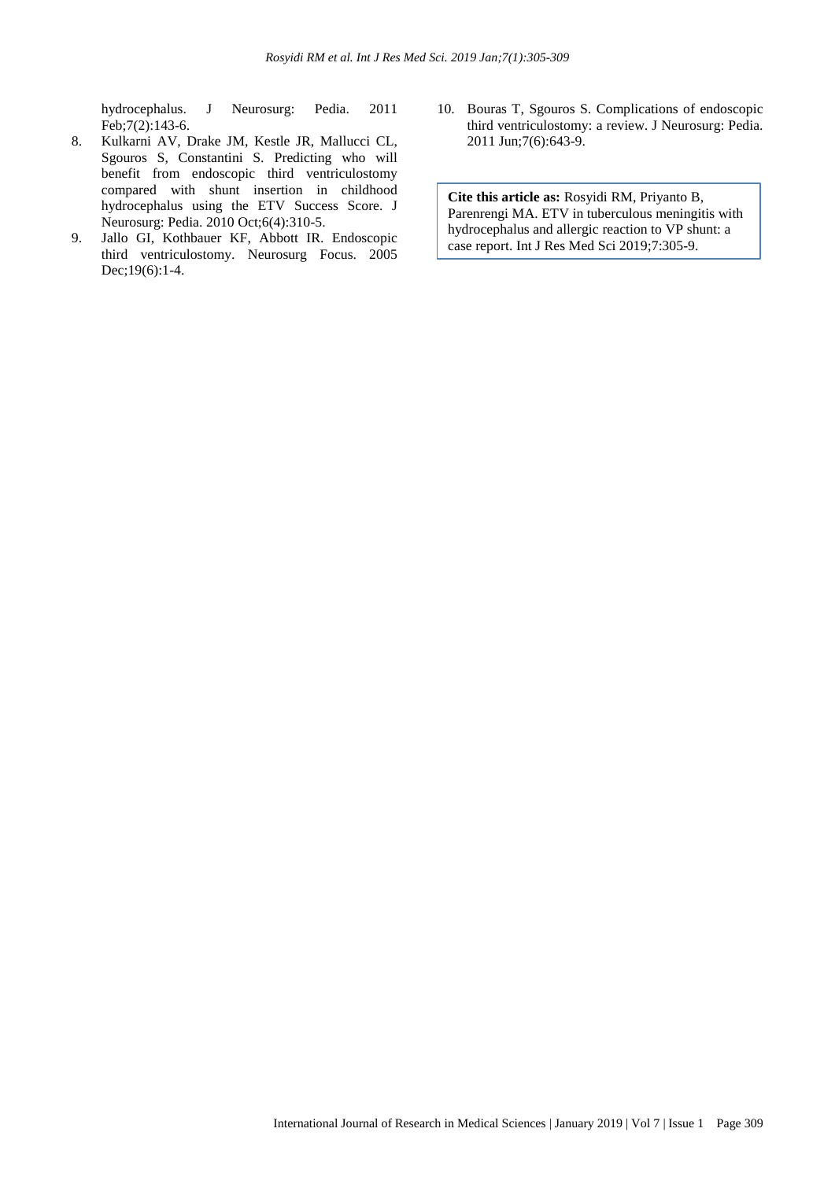hydrocephalus. J Neurosurg: Pedia. 2011 Feb;7(2):143-6.

8. Kulkarni AV, Drake JM, Kestle JR, Mallucci CL, Sgouros S, Constantini S. Predicting who will benefit from endoscopic third ventriculostomy compared with shunt insertion in childhood hydrocephalus using the ETV Success Score. J Neurosurg: Pedia. 2010 Oct;6(4):310-5.
9. Jallo GI, Kothbauer KF, Abbott IR. Endoscopic third ventriculostomy. Neurosurg Focus. 2005 Dec;19(6):1-4.
10. Bouras T, Sgouros S. Complications of endoscopic third ventriculostomy: a review. J Neurosurg: Pedia. 2011 Jun;7(6):643-9.

**Cite this article as:** Rosyidi RM, Priyanto B, Parenrengi MA. ETV in tuberculous meningitis with hydrocephalus and allergic reaction to VP shunt: a case report. Int J Res Med Sci 2019;7:305-9.